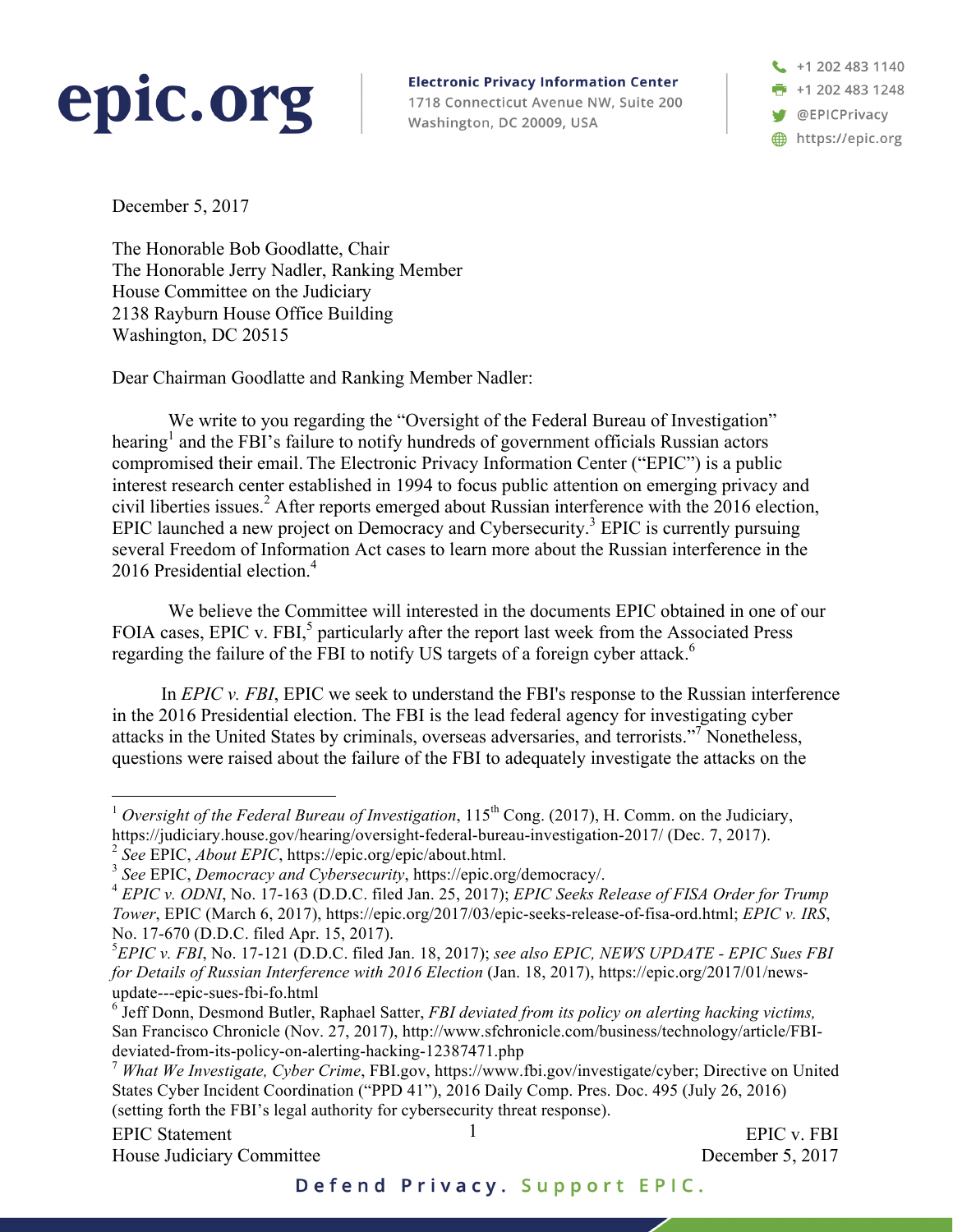**epic.org**

**Electronic Privacy Information Center**
1718 Connecticut Avenue NW, Suite 200
Washington, DC 20009, USA

+1 202 483 1140
+1 202 483 1248
@EPICPrivacy
https://epic.org

December 5, 2017

The Honorable Bob Goodlatte, Chair
The Honorable Jerry Nadler, Ranking Member
House Committee on the Judiciary
2138 Rayburn House Office Building
Washington, DC 20515

Dear Chairman Goodlatte and Ranking Member Nadler:

We write to you regarding the "Oversight of the Federal Bureau of Investigation" hearing[1] and the FBI's failure to notify hundreds of government officials Russian actors compromised their email. The Electronic Privacy Information Center ("EPIC") is a public interest research center established in 1994 to focus public attention on emerging privacy and civil liberties issues.[2] After reports emerged about Russian interference with the 2016 election, EPIC launched a new project on Democracy and Cybersecurity.[3] EPIC is currently pursuing several Freedom of Information Act cases to learn more about the Russian interference in the 2016 Presidential election.[4]

We believe the Committee will interested in the documents EPIC obtained in one of our FOIA cases, EPIC v. FBI,[5] particularly after the report last week from the Associated Press regarding the failure of the FBI to notify US targets of a foreign cyber attack.[6]

In *EPIC v. FBI*, EPIC we seek to understand the FBI's response to the Russian interference in the 2016 Presidential election. The FBI is the lead federal agency for investigating cyber attacks in the United States by criminals, overseas adversaries, and terrorists."[7] Nonetheless, questions were raised about the failure of the FBI to adequately investigate the attacks on the

---

[1] *Oversight of the Federal Bureau of Investigation*, 115th Cong. (2017), H. Comm. on the Judiciary, https://judiciary.house.gov/hearing/oversight-federal-bureau-investigation-2017/ (Dec. 7, 2017).

[2] *See* EPIC, *About EPIC*, https://epic.org/epic/about.html.

[3] *See* EPIC, *Democracy and Cybersecurity*, https://epic.org/democracy/.

[4] *EPIC v. ODNI*, No. 17-163 (D.D.C. filed Jan. 25, 2017); *EPIC Seeks Release of FISA Order for Trump Tower*, EPIC (March 6, 2017), https://epic.org/2017/03/epic-seeks-release-of-fisa-ord.html; *EPIC v. IRS*, No. 17-670 (D.D.C. filed Apr. 15, 2017).

[5] *EPIC v. FBI*, No. 17-121 (D.D.C. filed Jan. 18, 2017); *see also EPIC, NEWS UPDATE - EPIC Sues FBI for Details of Russian Interference with 2016 Election* (Jan. 18, 2017), https://epic.org/2017/01/news-update---epic-sues-fbi-fo.html

[6] Jeff Donn, Desmond Butler, Raphael Satter, *FBI deviated from its policy on alerting hacking victims,* San Francisco Chronicle (Nov. 27, 2017), http://www.sfchronicle.com/business/technology/article/FBI-deviated-from-its-policy-on-alerting-hacking-12387471.php

[7] *What We Investigate, Cyber Crime*, FBI.gov, https://www.fbi.gov/investigate/cyber; Directive on United States Cyber Incident Coordination ("PPD 41"), 2016 Daily Comp. Pres. Doc. 495 (July 26, 2016) (setting forth the FBI's legal authority for cybersecurity threat response).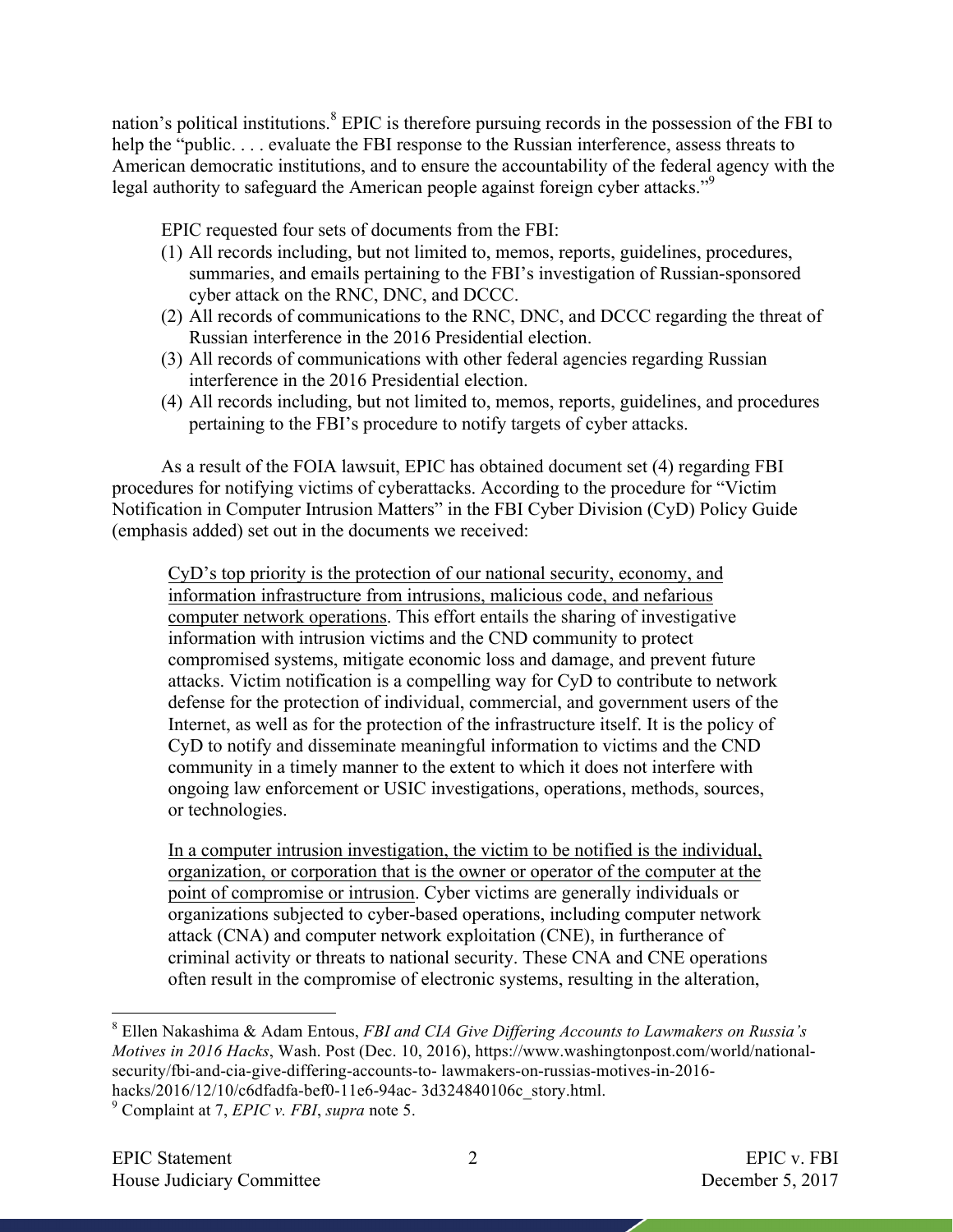nation's political institutions.[8] EPIC is therefore pursuing records in the possession of the FBI to help the "public. . . . evaluate the FBI response to the Russian interference, assess threats to American democratic institutions, and to ensure the accountability of the federal agency with the legal authority to safeguard the American people against foreign cyber attacks."[9]

EPIC requested four sets of documents from the FBI:

1. All records including, but not limited to, memos, reports, guidelines, procedures, summaries, and emails pertaining to the FBI's investigation of Russian-sponsored cyber attack on the RNC, DNC, and DCCC.
2. All records of communications to the RNC, DNC, and DCCC regarding the threat of Russian interference in the 2016 Presidential election.
3. All records of communications with other federal agencies regarding Russian interference in the 2016 Presidential election.
4. All records including, but not limited to, memos, reports, guidelines, and procedures pertaining to the FBI's procedure to notify targets of cyber attacks.

As a result of the FOIA lawsuit, EPIC has obtained document set (4) regarding FBI procedures for notifying victims of cyberattacks. According to the procedure for "Victim Notification in Computer Intrusion Matters" in the FBI Cyber Division (CyD) Policy Guide (emphasis added) set out in the documents we received:

> <u>CyD's top priority is the protection of our national security, economy, and information infrastructure from intrusions, malicious code, and nefarious computer network operations</u>. This effort entails the sharing of investigative information with intrusion victims and the CND community to protect compromised systems, mitigate economic loss and damage, and prevent future attacks. Victim notification is a compelling way for CyD to contribute to network defense for the protection of individual, commercial, and government users of the Internet, as well as for the protection of the infrastructure itself. It is the policy of CyD to notify and disseminate meaningful information to victims and the CND community in a timely manner to the extent to which it does not interfere with ongoing law enforcement or USIC investigations, operations, methods, sources, or technologies.
>
> <u>In a computer intrusion investigation, the victim to be notified is the individual, organization, or corporation that is the owner or operator of the computer at the point of compromise or intrusion</u>. Cyber victims are generally individuals or organizations subjected to cyber-based operations, including computer network attack (CNA) and computer network exploitation (CNE), in furtherance of criminal activity or threats to national security. These CNA and CNE operations often result in the compromise of electronic systems, resulting in the alteration,

---

[8] Ellen Nakashima & Adam Entous, *FBI and CIA Give Differing Accounts to Lawmakers on Russia's Motives in 2016 Hacks*, Wash. Post (Dec. 10, 2016), https://www.washingtonpost.com/world/national-security/fbi-and-cia-give-differing-accounts-to- lawmakers-on-russias-motives-in-2016-hacks/2016/12/10/c6dfadfa-bef0-11e6-94ac- 3d324840106c_story.html.

[9] Complaint at 7, *EPIC v. FBI*, *supra* note 5.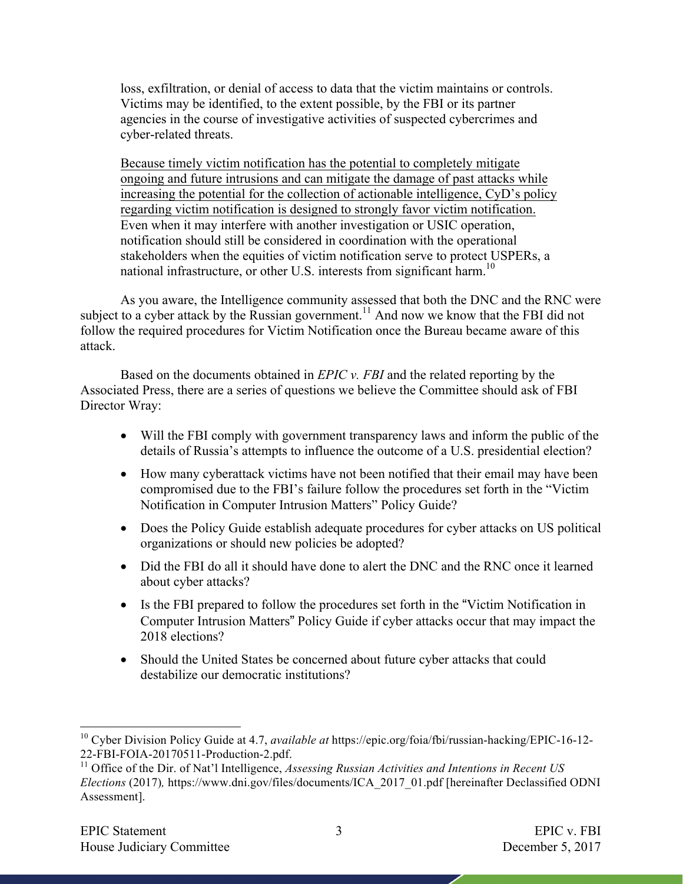> loss, exfiltration, or denial of access to data that the victim maintains or controls. Victims may be identified, to the extent possible, by the FBI or its partner agencies in the course of investigative activities of suspected cybercrimes and cyber-related threats.
>
> <u>Because timely victim notification has the potential to completely mitigate ongoing and future intrusions and can mitigate the damage of past attacks while increasing the potential for the collection of actionable intelligence, CyD's policy regarding victim notification is designed to strongly favor victim notification.</u> Even when it may interfere with another investigation or USIC operation, notification should still be considered in coordination with the operational stakeholders when the equities of victim notification serve to protect USPERs, a national infrastructure, or other U.S. interests from significant harm.[10]

As you aware, the Intelligence community assessed that both the DNC and the RNC were subject to a cyber attack by the Russian government.[11] And now we know that the FBI did not follow the required procedures for Victim Notification once the Bureau became aware of this attack.

Based on the documents obtained in *EPIC v. FBI* and the related reporting by the Associated Press, there are a series of questions we believe the Committee should ask of FBI Director Wray:

- Will the FBI comply with government transparency laws and inform the public of the details of Russia's attempts to influence the outcome of a U.S. presidential election?
- How many cyberattack victims have not been notified that their email may have been compromised due to the FBI's failure follow the procedures set forth in the "Victim Notification in Computer Intrusion Matters" Policy Guide?
- Does the Policy Guide establish adequate procedures for cyber attacks on US political organizations or should new policies be adopted?
- Did the FBI do all it should have done to alert the DNC and the RNC once it learned about cyber attacks?
- Is the FBI prepared to follow the procedures set forth in the "Victim Notification in Computer Intrusion Matters" Policy Guide if cyber attacks occur that may impact the 2018 elections?
- Should the United States be concerned about future cyber attacks that could destabilize our democratic institutions?

---

[10] Cyber Division Policy Guide at 4.7, *available at* https://epic.org/foia/fbi/russian-hacking/EPIC-16-12-22-FBI-FOIA-20170511-Production-2.pdf.

[11] Office of the Dir. of Nat'l Intelligence, *Assessing Russian Activities and Intentions in Recent US Elections* (2017)*,* https://www.dni.gov/files/documents/ICA_2017_01.pdf [hereinafter Declassified ODNI Assessment].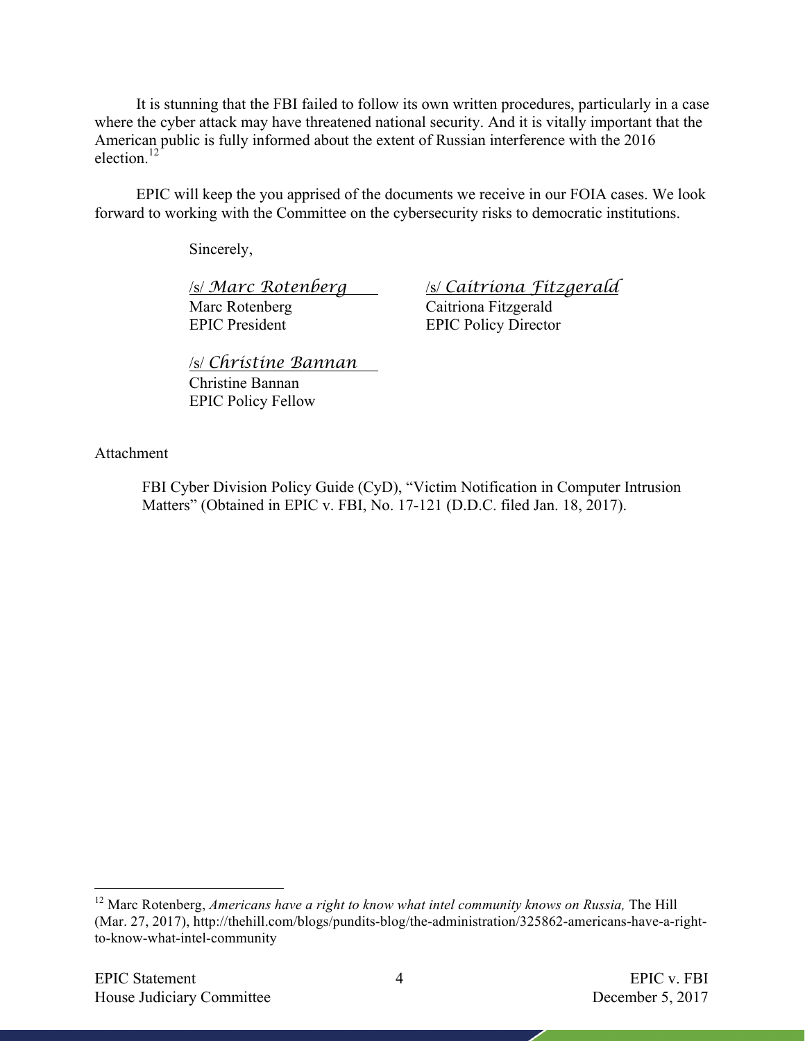It is stunning that the FBI failed to follow its own written procedures, particularly in a case where the cyber attack may have threatened national security. And it is vitally important that the American public is fully informed about the extent of Russian interference with the 2016 election.[12]

EPIC will keep the you apprised of the documents we receive in our FOIA cases. We look forward to working with the Committee on the cybersecurity risks to democratic institutions.

Sincerely,

/s/ *Marc Rotenberg*
Marc Rotenberg
EPIC President

/s/ *Caitriona Fitzgerald*
Caitriona Fitzgerald
EPIC Policy Director

/s/ *Christine Bannan*
Christine Bannan
EPIC Policy Fellow

Attachment

FBI Cyber Division Policy Guide (CyD), "Victim Notification in Computer Intrusion Matters" (Obtained in EPIC v. FBI, No. 17-121 (D.D.C. filed Jan. 18, 2017).

---

[12] Marc Rotenberg, *Americans have a right to know what intel community knows on Russia,* The Hill (Mar. 27, 2017), http://thehill.com/blogs/pundits-blog/the-administration/325862-americans-have-a-right-to-know-what-intel-community